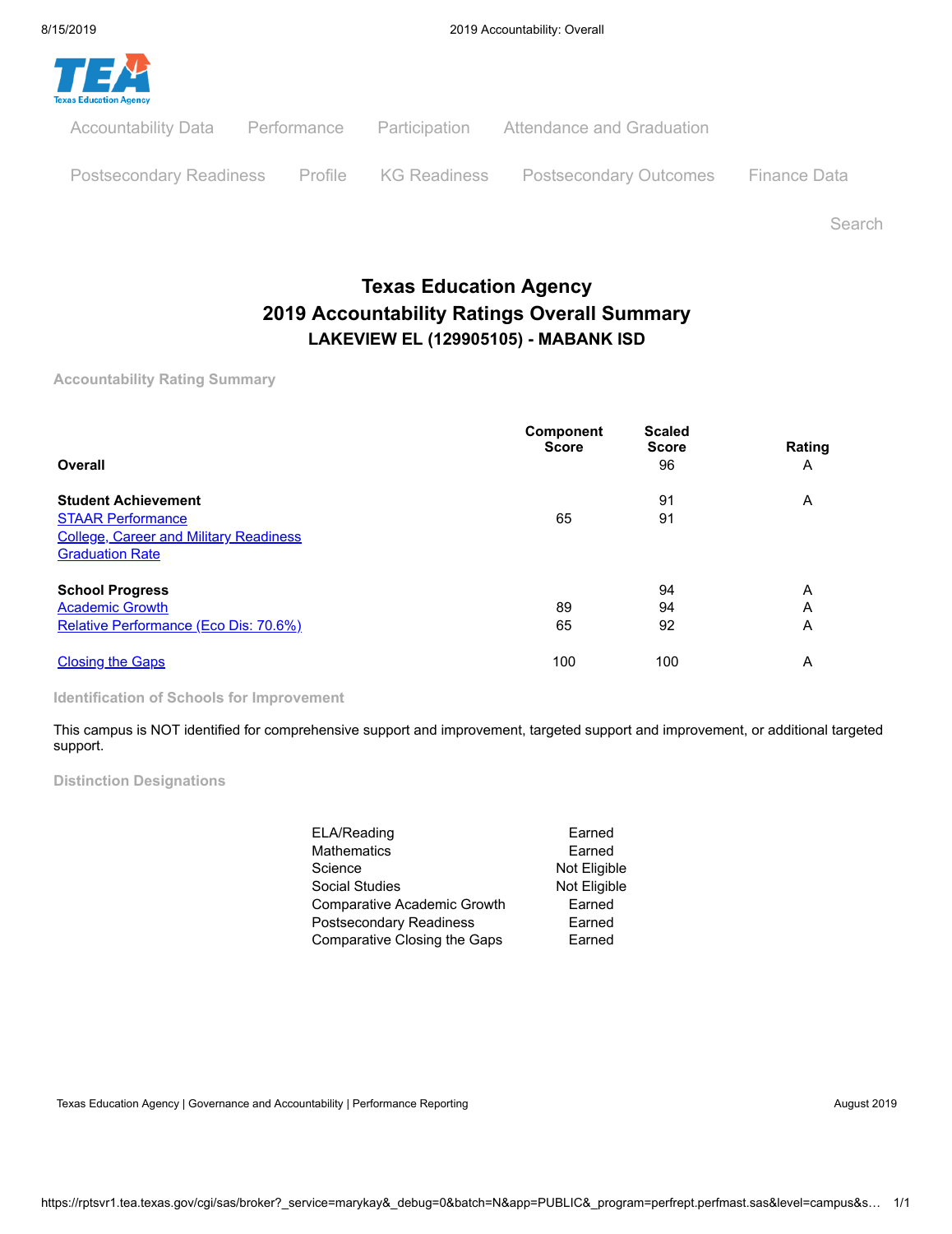Accountability Data | Performance | Participation | Attendance and Graduation

Postsecondary Readiness | Profile | KG Readiness | Postsecondary Outcomes | Finance Data

Search

# Texas Education Agency
## 2019 Accountability Ratings Overall Summary
### LAKEVIEW EL (129905105) - MABANK ISD

**Accountability Rating Summary**

| | Component Score | Scaled Score | Rating |
|---|---|---|---|
| **Overall** | | 96 | A |
| **Student Achievement** | | 91 | A |
| STAAR Performance | 65 | 91 | |
| College, Career and Military Readiness | | | |
| Graduation Rate | | | |
| **School Progress** | | 94 | A |
| Academic Growth | 89 | 94 | A |
| Relative Performance (Eco Dis: 70.6%) | 65 | 92 | A |
| Closing the Gaps | 100 | 100 | A |

**Identification of Schools for Improvement**

This campus is NOT identified for comprehensive support and improvement, targeted support and improvement, or additional targeted support.

**Distinction Designations**

| | |
|---|---|
| ELA/Reading | Earned |
| Mathematics | Earned |
| Science | Not Eligible |
| Social Studies | Not Eligible |
| Comparative Academic Growth | Earned |
| Postsecondary Readiness | Earned |
| Comparative Closing the Gaps | Earned |

Texas Education Agency | Governance and Accountability | Performance Reporting

August 2019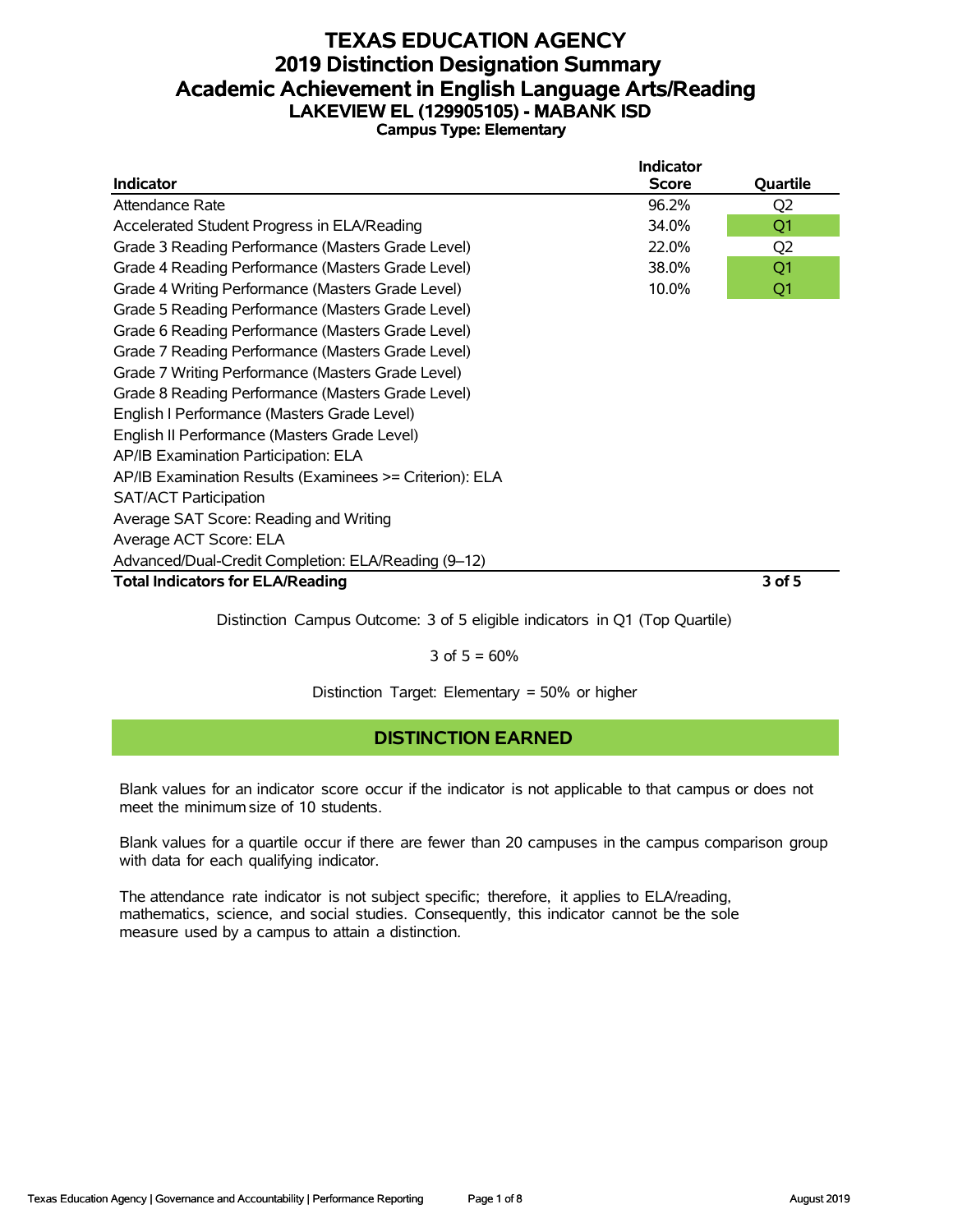# TEXAS EDUCATION AGENCY
## 2019 Distinction Designation Summary
## Academic Achievement in English Language Arts/Reading
### LAKEVIEW EL (129905105) - MABANK ISD
**Campus Type: Elementary**

| Indicator | Indicator Score | Quartile |
|---|---|---|
| Attendance Rate | 96.2% | Q2 |
| Accelerated Student Progress in ELA/Reading | 34.0% | Q1 |
| Grade 3 Reading Performance (Masters Grade Level) | 22.0% | Q2 |
| Grade 4 Reading Performance (Masters Grade Level) | 38.0% | Q1 |
| Grade 4 Writing Performance (Masters Grade Level) | 10.0% | Q1 |
| Grade 5 Reading Performance (Masters Grade Level) | | |
| Grade 6 Reading Performance (Masters Grade Level) | | |
| Grade 7 Reading Performance (Masters Grade Level) | | |
| Grade 7 Writing Performance (Masters Grade Level) | | |
| Grade 8 Reading Performance (Masters Grade Level) | | |
| English I Performance (Masters Grade Level) | | |
| English II Performance (Masters Grade Level) | | |
| AP/IB Examination Participation: ELA | | |
| AP/IB Examination Results (Examinees >= Criterion): ELA | | |
| SAT/ACT Participation | | |
| Average SAT Score: Reading and Writing | | |
| Average ACT Score: ELA | | |
| Advanced/Dual-Credit Completion: ELA/Reading (9–12) | | |
| **Total Indicators for ELA/Reading** | | **3 of 5** |

Distinction Campus Outcome: 3 of 5 eligible indicators in Q1 (Top Quartile)

3 of 5 = 60%

Distinction Target: Elementary = 50% or higher

**DISTINCTION EARNED**

Blank values for an indicator score occur if the indicator is not applicable to that campus or does not meet the minimum size of 10 students.

Blank values for a quartile occur if there are fewer than 20 campuses in the campus comparison group with data for each qualifying indicator.

The attendance rate indicator is not subject specific; therefore, it applies to ELA/reading, mathematics, science, and social studies. Consequently, this indicator cannot be the sole measure used by a campus to attain a distinction.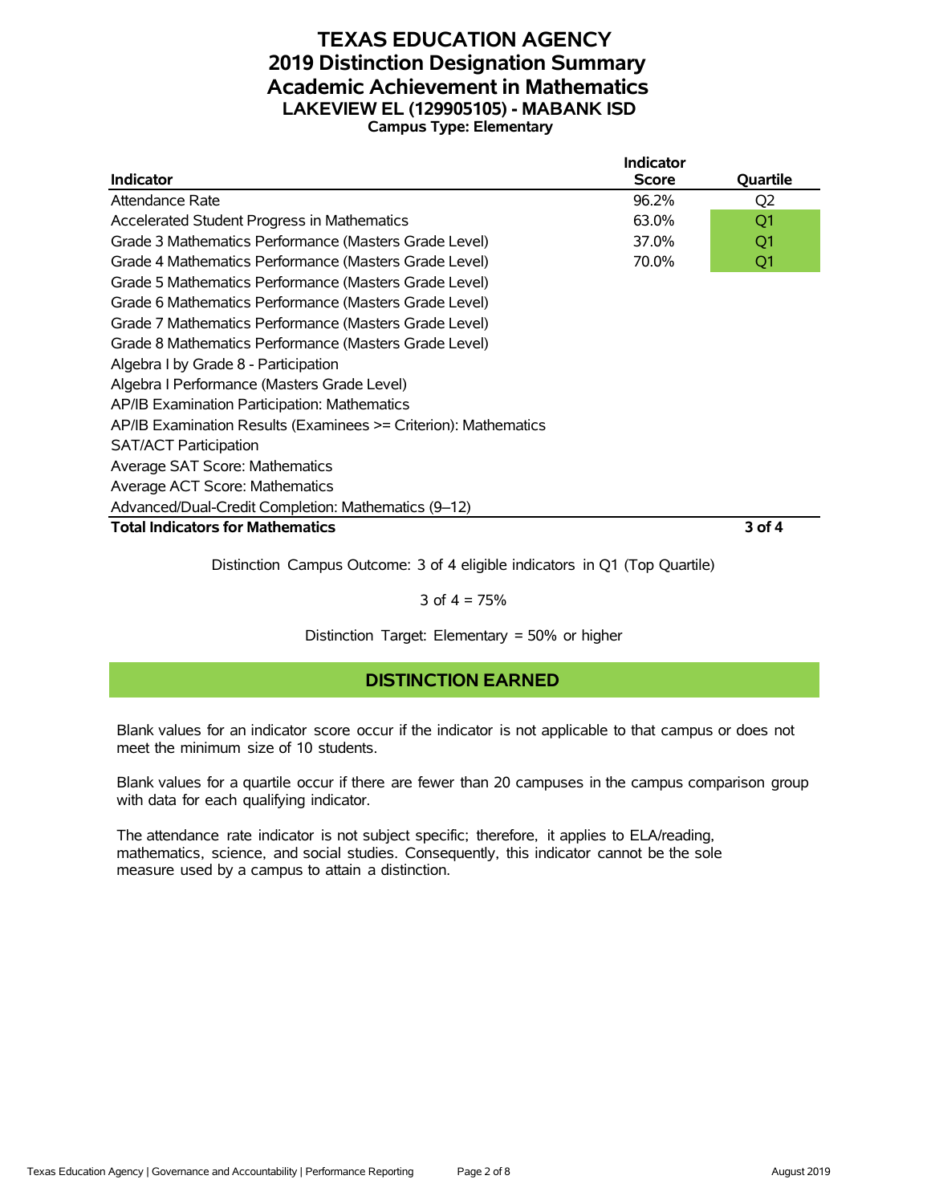# TEXAS EDUCATION AGENCY
## 2019 Distinction Designation Summary
## Academic Achievement in Mathematics
### LAKEVIEW EL (129905105) - MABANK ISD
**Campus Type: Elementary**

| Indicator | Indicator Score | Quartile |
|---|---|---|
| Attendance Rate | 96.2% | Q2 |
| Accelerated Student Progress in Mathematics | 63.0% | Q1 |
| Grade 3 Mathematics Performance (Masters Grade Level) | 37.0% | Q1 |
| Grade 4 Mathematics Performance (Masters Grade Level) | 70.0% | Q1 |
| Grade 5 Mathematics Performance (Masters Grade Level) | | |
| Grade 6 Mathematics Performance (Masters Grade Level) | | |
| Grade 7 Mathematics Performance (Masters Grade Level) | | |
| Grade 8 Mathematics Performance (Masters Grade Level) | | |
| Algebra I by Grade 8 - Participation | | |
| Algebra I Performance (Masters Grade Level) | | |
| AP/IB Examination Participation: Mathematics | | |
| AP/IB Examination Results (Examinees >= Criterion): Mathematics | | |
| SAT/ACT Participation | | |
| Average SAT Score: Mathematics | | |
| Average ACT Score: Mathematics | | |
| Advanced/Dual-Credit Completion: Mathematics (9–12) | | |
| **Total Indicators for Mathematics** | | **3 of 4** |

Distinction Campus Outcome: 3 of 4 eligible indicators in Q1 (Top Quartile)

3 of 4 = 75%

Distinction Target: Elementary = 50% or higher

## DISTINCTION EARNED

Blank values for an indicator score occur if the indicator is not applicable to that campus or does not meet the minimum size of 10 students.

Blank values for a quartile occur if there are fewer than 20 campuses in the campus comparison group with data for each qualifying indicator.

The attendance rate indicator is not subject specific; therefore, it applies to ELA/reading, mathematics, science, and social studies. Consequently, this indicator cannot be the sole measure used by a campus to attain a distinction.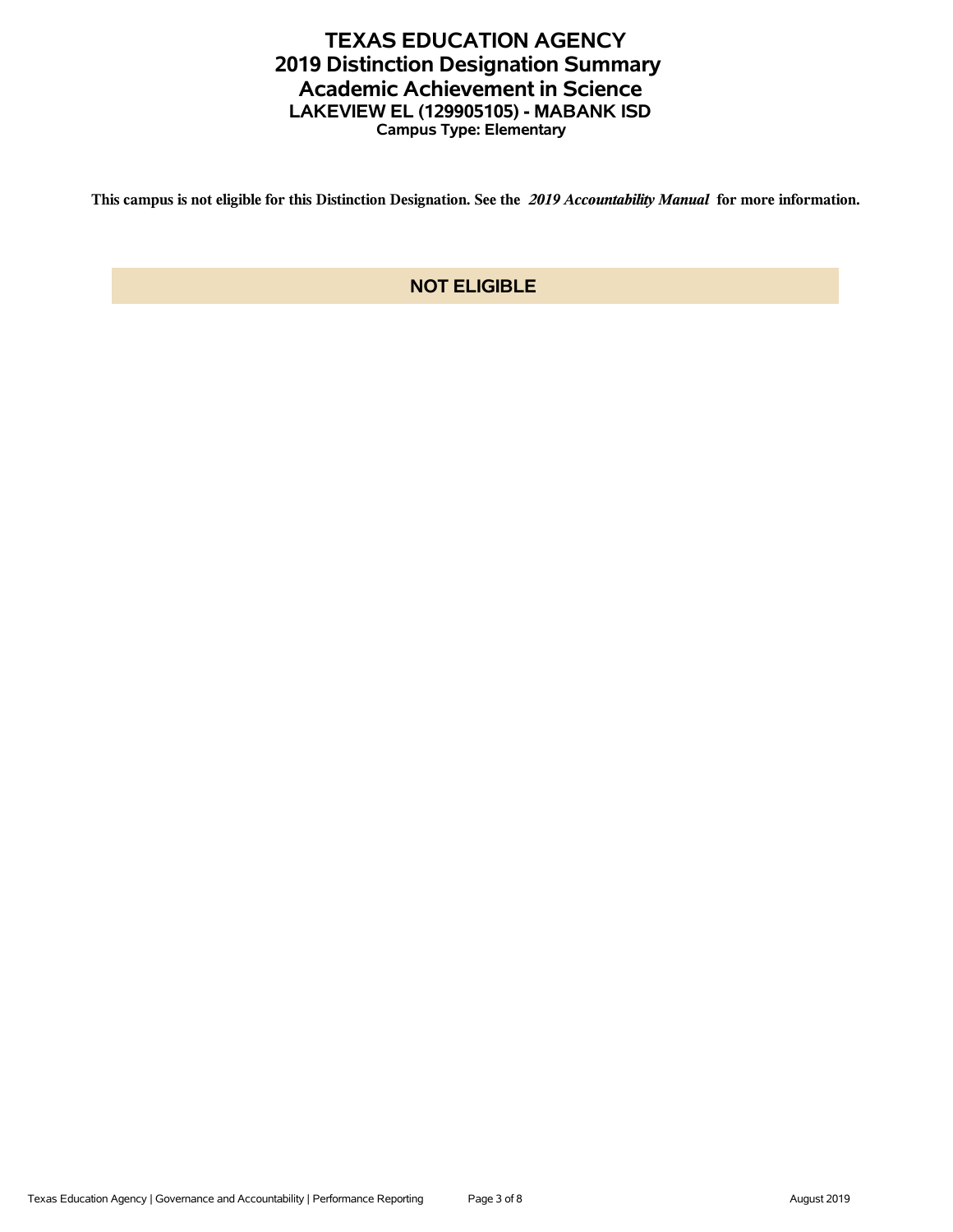# TEXAS EDUCATION AGENCY
## 2019 Distinction Designation Summary
## Academic Achievement in Science
### LAKEVIEW EL (129905105) - MABANK ISD
**Campus Type: Elementary**

**This campus is not eligible for this Distinction Designation. See the *2019 Accountability Manual* for more information.**

**NOT ELIGIBLE**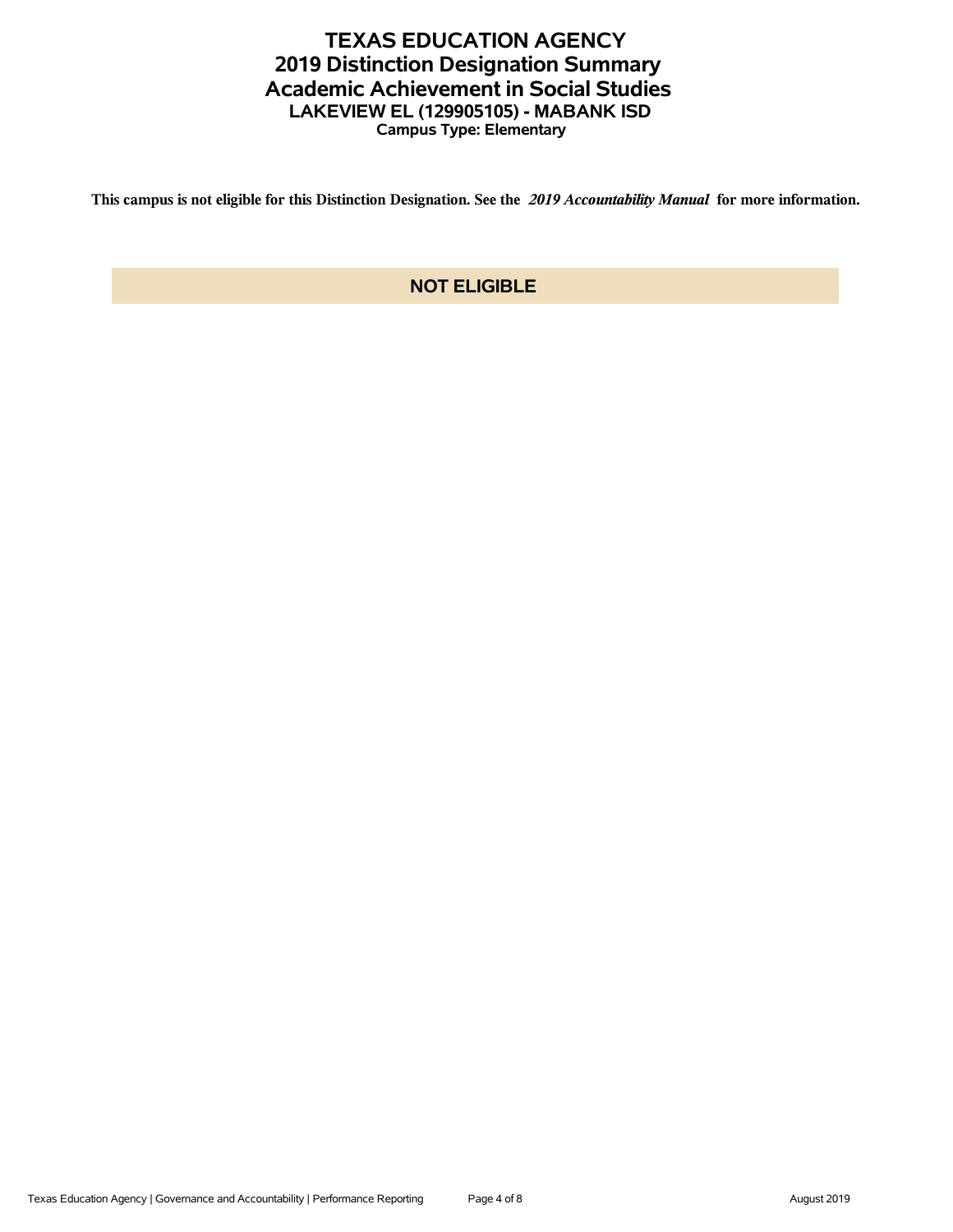# TEXAS EDUCATION AGENCY
## 2019 Distinction Designation Summary
## Academic Achievement in Social Studies
### LAKEVIEW EL (129905105) - MABANK ISD
**Campus Type: Elementary**

**This campus is not eligible for this Distinction Designation. See the *2019 Accountability Manual* for more information.**

**NOT ELIGIBLE**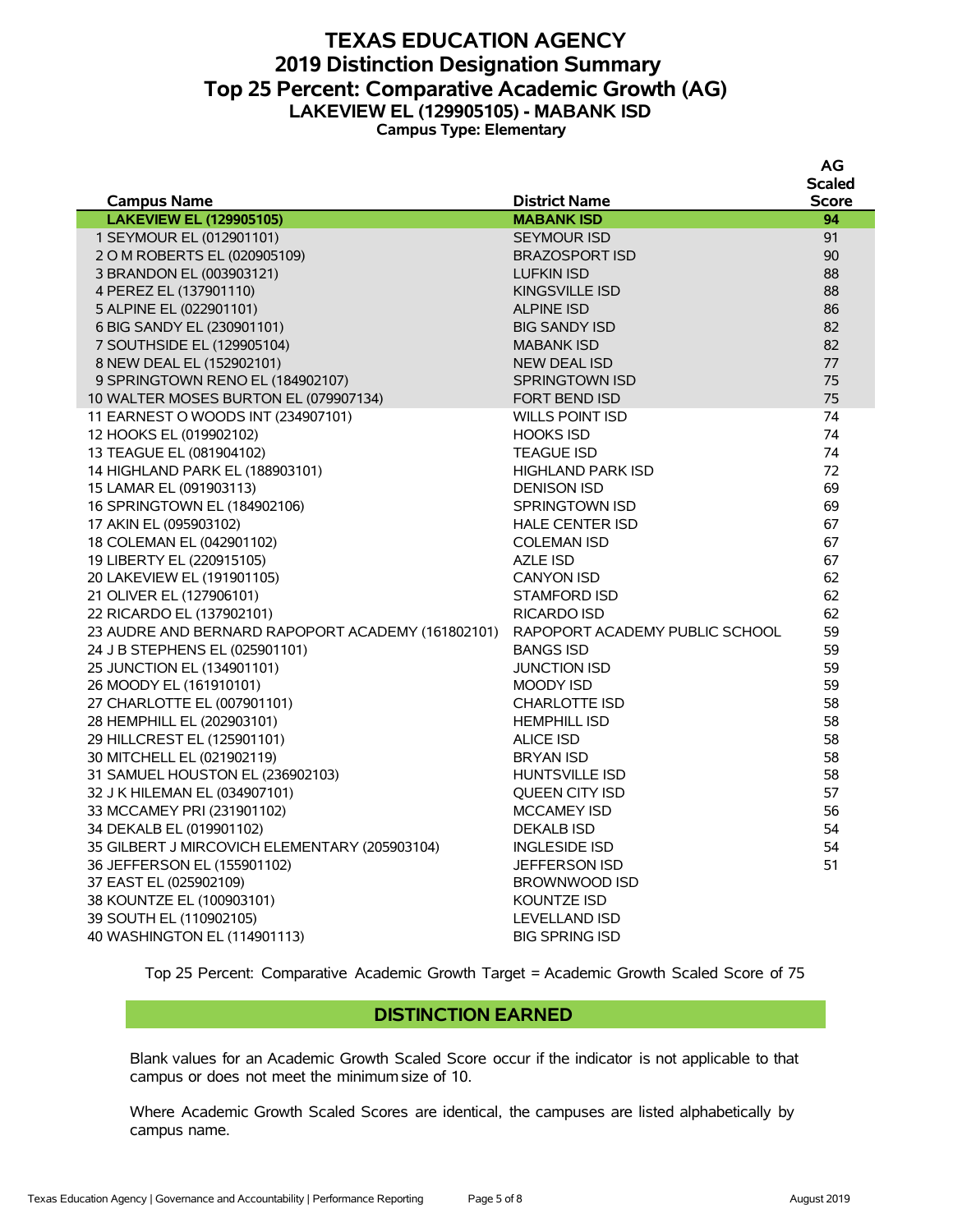# TEXAS EDUCATION AGENCY
## 2019 Distinction Designation Summary
## Top 25 Percent: Comparative Academic Growth (AG)
### LAKEVIEW EL (129905105) - MABANK ISD
**Campus Type: Elementary**

| Campus Name | District Name | AG Scaled Score |
|---|---|---|
| **LAKEVIEW EL (129905105)** | **MABANK ISD** | **94** |
| 1 SEYMOUR EL (012901101) | SEYMOUR ISD | 91 |
| 2 O M ROBERTS EL (020905109) | BRAZOSPORT ISD | 90 |
| 3 BRANDON EL (003903121) | LUFKIN ISD | 88 |
| 4 PEREZ EL (137901110) | KINGSVILLE ISD | 88 |
| 5 ALPINE EL (022901101) | ALPINE ISD | 86 |
| 6 BIG SANDY EL (230901101) | BIG SANDY ISD | 82 |
| 7 SOUTHSIDE EL (129905104) | MABANK ISD | 82 |
| 8 NEW DEAL EL (152902101) | NEW DEAL ISD | 77 |
| 9 SPRINGTOWN RENO EL (184902107) | SPRINGTOWN ISD | 75 |
| 10 WALTER MOSES BURTON EL (079907134) | FORT BEND ISD | 75 |
| 11 EARNEST O WOODS INT (234907101) | WILLS POINT ISD | 74 |
| 12 HOOKS EL (019902102) | HOOKS ISD | 74 |
| 13 TEAGUE EL (081904102) | TEAGUE ISD | 74 |
| 14 HIGHLAND PARK EL (188903101) | HIGHLAND PARK ISD | 72 |
| 15 LAMAR EL (091903113) | DENISON ISD | 69 |
| 16 SPRINGTOWN EL (184902106) | SPRINGTOWN ISD | 69 |
| 17 AKIN EL (095903102) | HALE CENTER ISD | 67 |
| 18 COLEMAN EL (042901102) | COLEMAN ISD | 67 |
| 19 LIBERTY EL (220915105) | AZLE ISD | 67 |
| 20 LAKEVIEW EL (191901105) | CANYON ISD | 62 |
| 21 OLIVER EL (127906101) | STAMFORD ISD | 62 |
| 22 RICARDO EL (137902101) | RICARDO ISD | 62 |
| 23 AUDRE AND BERNARD RAPOPORT ACADEMY (161802101) | RAPOPORT ACADEMY PUBLIC SCHOOL | 59 |
| 24 J B STEPHENS EL (025901101) | BANGS ISD | 59 |
| 25 JUNCTION EL (134901101) | JUNCTION ISD | 59 |
| 26 MOODY EL (161910101) | MOODY ISD | 59 |
| 27 CHARLOTTE EL (007901101) | CHARLOTTE ISD | 58 |
| 28 HEMPHILL EL (202903101) | HEMPHILL ISD | 58 |
| 29 HILLCREST EL (125901101) | ALICE ISD | 58 |
| 30 MITCHELL EL (021902119) | BRYAN ISD | 58 |
| 31 SAMUEL HOUSTON EL (236902103) | HUNTSVILLE ISD | 58 |
| 32 J K HILEMAN EL (034907101) | QUEEN CITY ISD | 57 |
| 33 MCCAMEY PRI (231901102) | MCCAMEY ISD | 56 |
| 34 DEKALB EL (019901102) | DEKALB ISD | 54 |
| 35 GILBERT J MIRCOVICH ELEMENTARY (205903104) | INGLESIDE ISD | 54 |
| 36 JEFFERSON EL (155901102) | JEFFERSON ISD | 51 |
| 37 EAST EL (025902109) | BROWNWOOD ISD | |
| 38 KOUNTZE EL (100903101) | KOUNTZE ISD | |
| 39 SOUTH EL (110902105) | LEVELLAND ISD | |
| 40 WASHINGTON EL (114901113) | BIG SPRING ISD | |

Top 25 Percent: Comparative Academic Growth Target = Academic Growth Scaled Score of 75

**DISTINCTION EARNED**

Blank values for an Academic Growth Scaled Score occur if the indicator is not applicable to that campus or does not meet the minimum size of 10.

Where Academic Growth Scaled Scores are identical, the campuses are listed alphabetically by campus name.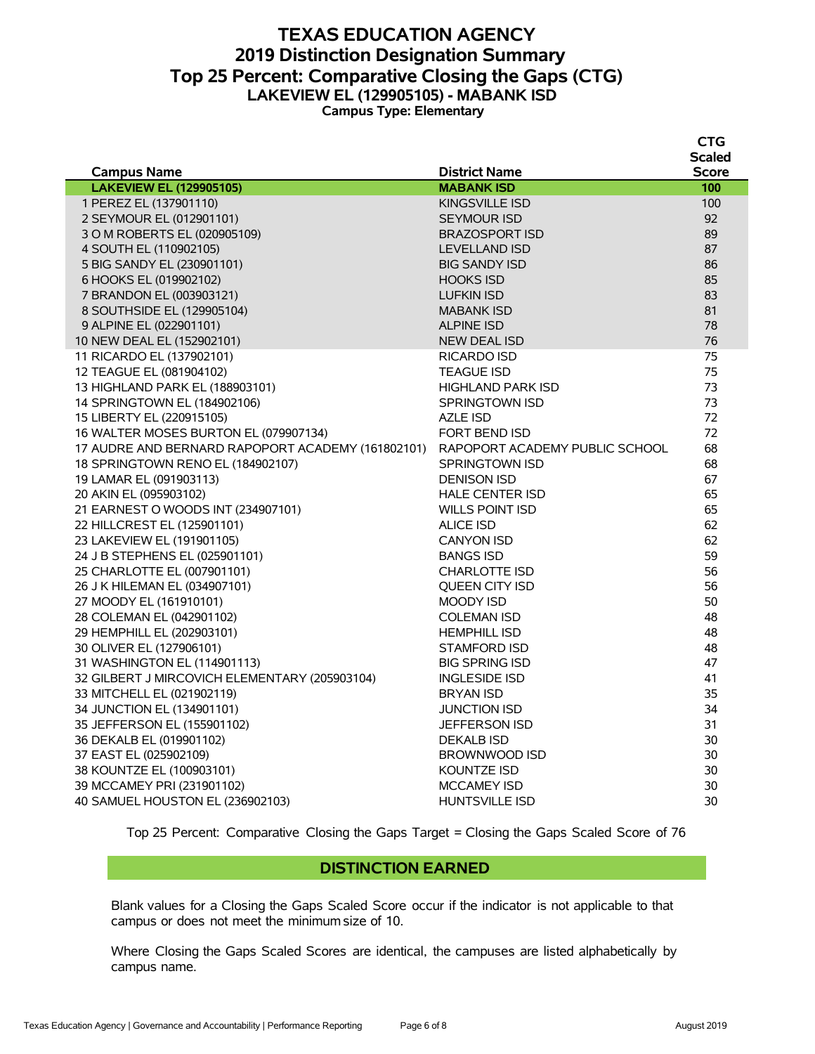# TEXAS EDUCATION AGENCY
## 2019 Distinction Designation Summary
## Top 25 Percent: Comparative Closing the Gaps (CTG)
### LAKEVIEW EL (129905105) - MABANK ISD
**Campus Type: Elementary**

| Campus Name | District Name | CTG Scaled Score |
|---|---|---|
| **LAKEVIEW EL (129905105)** | **MABANK ISD** | **100** |
| 1 PEREZ EL (137901110) | KINGSVILLE ISD | 100 |
| 2 SEYMOUR EL (012901101) | SEYMOUR ISD | 92 |
| 3 O M ROBERTS EL (020905109) | BRAZOSPORT ISD | 89 |
| 4 SOUTH EL (110902105) | LEVELLAND ISD | 87 |
| 5 BIG SANDY EL (230901101) | BIG SANDY ISD | 86 |
| 6 HOOKS EL (019902102) | HOOKS ISD | 85 |
| 7 BRANDON EL (003903121) | LUFKIN ISD | 83 |
| 8 SOUTHSIDE EL (129905104) | MABANK ISD | 81 |
| 9 ALPINE EL (022901101) | ALPINE ISD | 78 |
| 10 NEW DEAL EL (152902101) | NEW DEAL ISD | 76 |
| 11 RICARDO EL (137902101) | RICARDO ISD | 75 |
| 12 TEAGUE EL (081904102) | TEAGUE ISD | 75 |
| 13 HIGHLAND PARK EL (188903101) | HIGHLAND PARK ISD | 73 |
| 14 SPRINGTOWN EL (184902106) | SPRINGTOWN ISD | 73 |
| 15 LIBERTY EL (220915105) | AZLE ISD | 72 |
| 16 WALTER MOSES BURTON EL (079907134) | FORT BEND ISD | 72 |
| 17 AUDRE AND BERNARD RAPOPORT ACADEMY (161802101) | RAPOPORT ACADEMY PUBLIC SCHOOL | 68 |
| 18 SPRINGTOWN RENO EL (184902107) | SPRINGTOWN ISD | 68 |
| 19 LAMAR EL (091903113) | DENISON ISD | 67 |
| 20 AKIN EL (095903102) | HALE CENTER ISD | 65 |
| 21 EARNEST O WOODS INT (234907101) | WILLS POINT ISD | 65 |
| 22 HILLCREST EL (125901101) | ALICE ISD | 62 |
| 23 LAKEVIEW EL (191901105) | CANYON ISD | 62 |
| 24 J B STEPHENS EL (025901101) | BANGS ISD | 59 |
| 25 CHARLOTTE EL (007901101) | CHARLOTTE ISD | 56 |
| 26 J K HILEMAN EL (034907101) | QUEEN CITY ISD | 56 |
| 27 MOODY EL (161910101) | MOODY ISD | 50 |
| 28 COLEMAN EL (042901102) | COLEMAN ISD | 48 |
| 29 HEMPHILL EL (202903101) | HEMPHILL ISD | 48 |
| 30 OLIVER EL (127906101) | STAMFORD ISD | 48 |
| 31 WASHINGTON EL (114901113) | BIG SPRING ISD | 47 |
| 32 GILBERT J MIRCOVICH ELEMENTARY (205903104) | INGLESIDE ISD | 41 |
| 33 MITCHELL EL (021902119) | BRYAN ISD | 35 |
| 34 JUNCTION EL (134901101) | JUNCTION ISD | 34 |
| 35 JEFFERSON EL (155901102) | JEFFERSON ISD | 31 |
| 36 DEKALB EL (019901102) | DEKALB ISD | 30 |
| 37 EAST EL (025902109) | BROWNWOOD ISD | 30 |
| 38 KOUNTZE EL (100903101) | KOUNTZE ISD | 30 |
| 39 MCCAMEY PRI (231901102) | MCCAMEY ISD | 30 |
| 40 SAMUEL HOUSTON EL (236902103) | HUNTSVILLE ISD | 30 |

Top 25 Percent: Comparative Closing the Gaps Target = Closing the Gaps Scaled Score of 76

**DISTINCTION EARNED**

Blank values for a Closing the Gaps Scaled Score occur if the indicator is not applicable to that campus or does not meet the minimum size of 10.

Where Closing the Gaps Scaled Scores are identical, the campuses are listed alphabetically by campus name.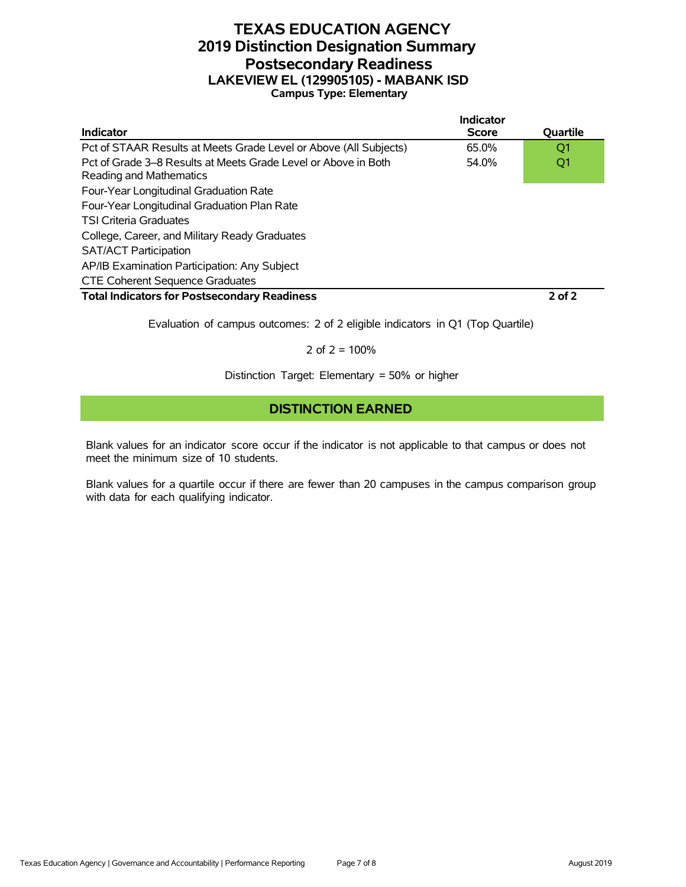# TEXAS EDUCATION AGENCY
# 2019 Distinction Designation Summary
# Postsecondary Readiness
## LAKEVIEW EL (129905105) - MABANK ISD
### Campus Type: Elementary

| Indicator | Indicator Score | Quartile |
|---|---|---|
| Pct of STAAR Results at Meets Grade Level or Above (All Subjects) | 65.0% | Q1 |
| Pct of Grade 3–8 Results at Meets Grade Level or Above in Both Reading and Mathematics | 54.0% | Q1 |
| Four-Year Longitudinal Graduation Rate | | |
| Four-Year Longitudinal Graduation Plan Rate | | |
| TSI Criteria Graduates | | |
| College, Career, and Military Ready Graduates | | |
| SAT/ACT Participation | | |
| AP/IB Examination Participation: Any Subject | | |
| CTE Coherent Sequence Graduates | | |
| **Total Indicators for Postsecondary Readiness** | | **2 of 2** |

Evaluation of campus outcomes: 2 of 2 eligible indicators in Q1 (Top Quartile)

2 of 2 = 100%

Distinction Target: Elementary = 50% or higher

**DISTINCTION EARNED**

Blank values for an indicator score occur if the indicator is not applicable to that campus or does not meet the minimum size of 10 students.

Blank values for a quartile occur if there are fewer than 20 campuses in the campus comparison group with data for each qualifying indicator.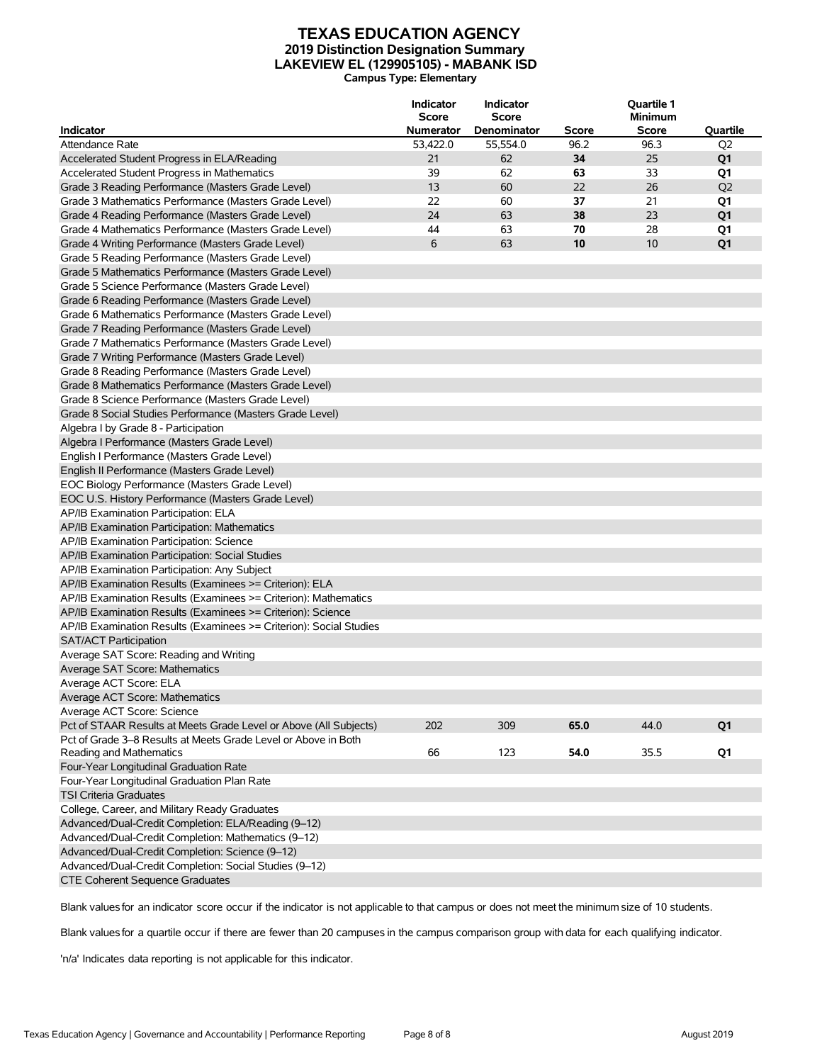# TEXAS EDUCATION AGENCY
## 2019 Distinction Designation Summary
## LAKEVIEW EL (129905105) - MABANK ISD
**Campus Type: Elementary**

| Indicator | Indicator Score Numerator | Indicator Score Denominator | Score | Quartile 1 Minimum Score | Quartile |
|---|---|---|---|---|---|
| Attendance Rate | 53,422.0 | 55,554.0 | 96.2 | 96.3 | Q2 |
| Accelerated Student Progress in ELA/Reading | 21 | 62 | **34** | 25 | **Q1** |
| Accelerated Student Progress in Mathematics | 39 | 62 | **63** | 33 | **Q1** |
| Grade 3 Reading Performance (Masters Grade Level) | 13 | 60 | 22 | 26 | Q2 |
| Grade 3 Mathematics Performance (Masters Grade Level) | 22 | 60 | **37** | 21 | **Q1** |
| Grade 4 Reading Performance (Masters Grade Level) | 24 | 63 | **38** | 23 | **Q1** |
| Grade 4 Mathematics Performance (Masters Grade Level) | 44 | 63 | **70** | 28 | **Q1** |
| Grade 4 Writing Performance (Masters Grade Level) | 6 | 63 | **10** | 10 | **Q1** |
| Grade 5 Reading Performance (Masters Grade Level) | | | | | |
| Grade 5 Mathematics Performance (Masters Grade Level) | | | | | |
| Grade 5 Science Performance (Masters Grade Level) | | | | | |
| Grade 6 Reading Performance (Masters Grade Level) | | | | | |
| Grade 6 Mathematics Performance (Masters Grade Level) | | | | | |
| Grade 7 Reading Performance (Masters Grade Level) | | | | | |
| Grade 7 Mathematics Performance (Masters Grade Level) | | | | | |
| Grade 7 Writing Performance (Masters Grade Level) | | | | | |
| Grade 8 Reading Performance (Masters Grade Level) | | | | | |
| Grade 8 Mathematics Performance (Masters Grade Level) | | | | | |
| Grade 8 Science Performance (Masters Grade Level) | | | | | |
| Grade 8 Social Studies Performance (Masters Grade Level) | | | | | |
| Algebra I by Grade 8 - Participation | | | | | |
| Algebra I Performance (Masters Grade Level) | | | | | |
| English I Performance (Masters Grade Level) | | | | | |
| English II Performance (Masters Grade Level) | | | | | |
| EOC Biology Performance (Masters Grade Level) | | | | | |
| EOC U.S. History Performance (Masters Grade Level) | | | | | |
| AP/IB Examination Participation: ELA | | | | | |
| AP/IB Examination Participation: Mathematics | | | | | |
| AP/IB Examination Participation: Science | | | | | |
| AP/IB Examination Participation: Social Studies | | | | | |
| AP/IB Examination Participation: Any Subject | | | | | |
| AP/IB Examination Results (Examinees >= Criterion): ELA | | | | | |
| AP/IB Examination Results (Examinees >= Criterion): Mathematics | | | | | |
| AP/IB Examination Results (Examinees >= Criterion): Science | | | | | |
| AP/IB Examination Results (Examinees >= Criterion): Social Studies | | | | | |
| SAT/ACT Participation | | | | | |
| Average SAT Score: Reading and Writing | | | | | |
| Average SAT Score: Mathematics | | | | | |
| Average ACT Score: ELA | | | | | |
| Average ACT Score: Mathematics | | | | | |
| Average ACT Score: Science | | | | | |
| Pct of STAAR Results at Meets Grade Level or Above (All Subjects) | 202 | 309 | **65.0** | 44.0 | **Q1** |
| Pct of Grade 3–8 Results at Meets Grade Level or Above in Both Reading and Mathematics | 66 | 123 | **54.0** | 35.5 | **Q1** |
| Four-Year Longitudinal Graduation Rate | | | | | |
| Four-Year Longitudinal Graduation Plan Rate | | | | | |
| TSI Criteria Graduates | | | | | |
| College, Career, and Military Ready Graduates | | | | | |
| Advanced/Dual-Credit Completion: ELA/Reading (9–12) | | | | | |
| Advanced/Dual-Credit Completion: Mathematics (9–12) | | | | | |
| Advanced/Dual-Credit Completion: Science (9–12) | | | | | |
| Advanced/Dual-Credit Completion: Social Studies (9–12) | | | | | |
| CTE Coherent Sequence Graduates | | | | | |

Blank values for an indicator score occur if the indicator is not applicable to that campus or does not meet the minimum size of 10 students.

Blank values for a quartile occur if there are fewer than 20 campuses in the campus comparison group with data for each qualifying indicator.

'n/a' Indicates data reporting is not applicable for this indicator.